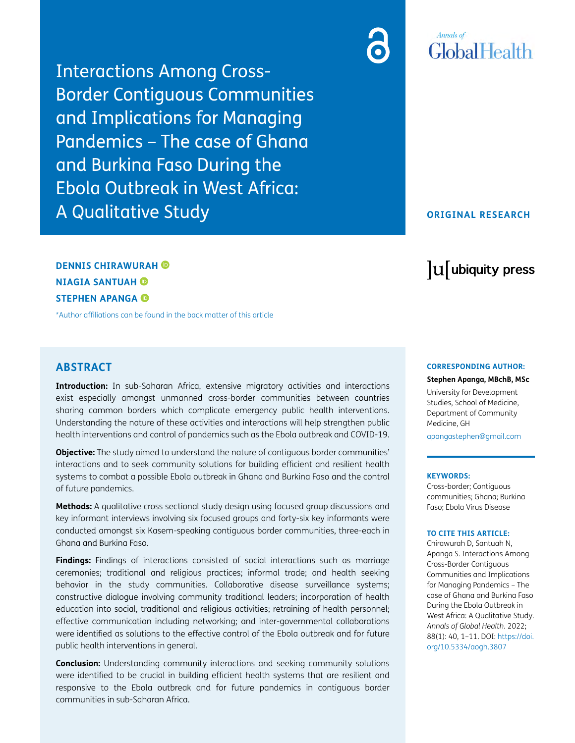# Interactions Among Cross-Border Contiguous Communities and Implications for Managing Pandemics – The case of Ghana and Burkina Faso During the Ebola Outbreak in West Africa: A Qualitative Study

ORIGINAL RESEARCH

**DENNIS CHIRAWURAH**
**NIAGIA SANTUAH**
**STEPHEN APANGA**

*Author affiliations can be found in the back matter of this article

## ABSTRACT

**Introduction:** In sub-Saharan Africa, extensive migratory activities and interactions exist especially amongst unmanned cross-border communities between countries sharing common borders which complicate emergency public health interventions. Understanding the nature of these activities and interactions will help strengthen public health interventions and control of pandemics such as the Ebola outbreak and COVID-19.

**Objective:** The study aimed to understand the nature of contiguous border communities' interactions and to seek community solutions for building efficient and resilient health systems to combat a possible Ebola outbreak in Ghana and Burkina Faso and the control of future pandemics.

**Methods:** A qualitative cross sectional study design using focused group discussions and key informant interviews involving six focused groups and forty-six key informants were conducted amongst six Kasem-speaking contiguous border communities, three-each in Ghana and Burkina Faso.

**Findings:** Findings of interactions consisted of social interactions such as marriage ceremonies; traditional and religious practices; informal trade; and health seeking behavior in the study communities. Collaborative disease surveillance systems; constructive dialogue involving community traditional leaders; incorporation of health education into social, traditional and religious activities; retraining of health personnel; effective communication including networking; and inter-governmental collaborations were identified as solutions to the effective control of the Ebola outbreak and for future public health interventions in general.

**Conclusion:** Understanding community interactions and seeking community solutions were identified to be crucial in building efficient health systems that are resilient and responsive to the Ebola outbreak and for future pandemics in contiguous border communities in sub-Saharan Africa.

**CORRESPONDING AUTHOR:**

**Stephen Apanga, MBchB, MSc**

University for Development Studies, School of Medicine, Department of Community Medicine, GH

apangastephen@gmail.com

**KEYWORDS:**

Cross-border; Contiguous communities; Ghana; Burkina Faso; Ebola Virus Disease

**TO CITE THIS ARTICLE:**

Chirawurah D, Santuah N, Apanga S. Interactions Among Cross-Border Contiguous Communities and Implications for Managing Pandemics – The case of Ghana and Burkina Faso During the Ebola Outbreak in West Africa: A Qualitative Study. *Annals of Global Health*. 2022; 88(1): 40, 1–11. DOI: https://doi.org/10.5334/aogh.3807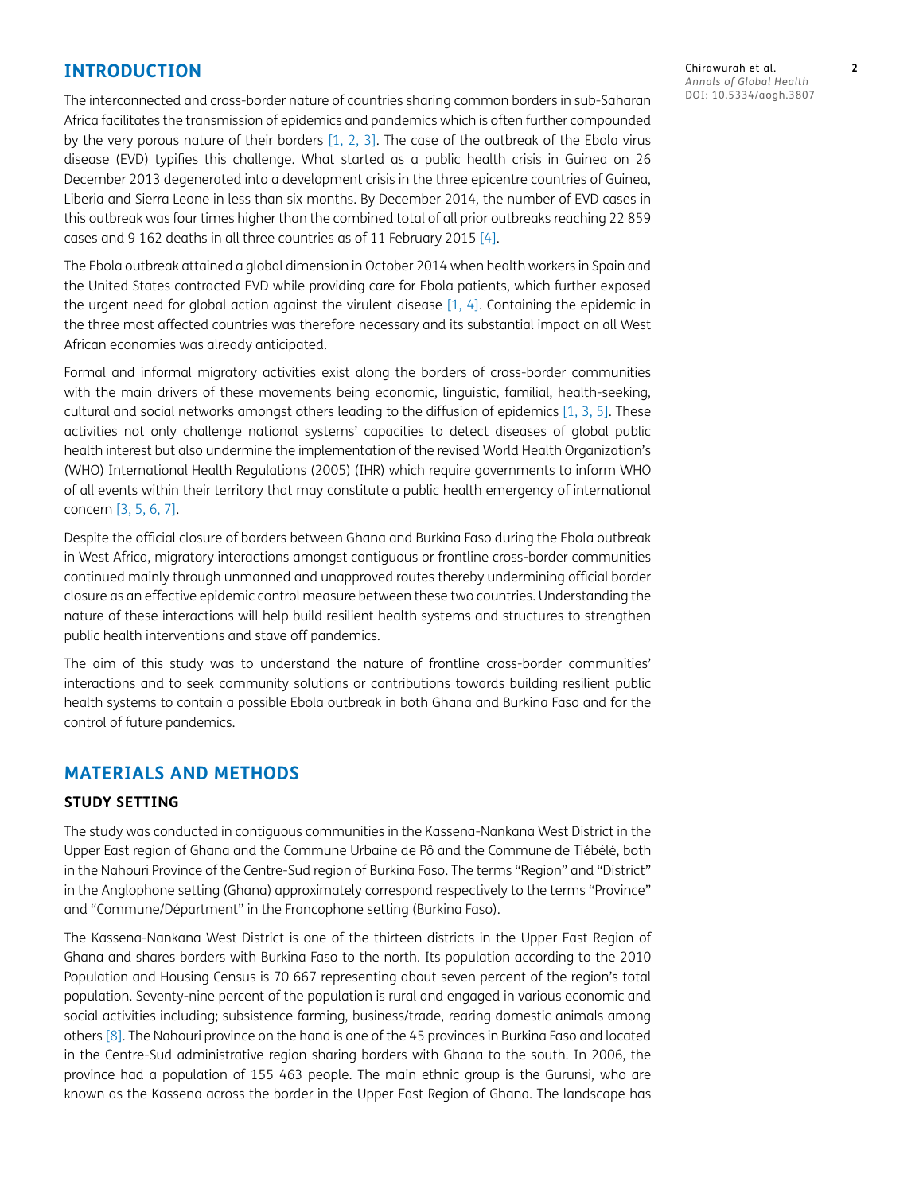## INTRODUCTION

The interconnected and cross-border nature of countries sharing common borders in sub-Saharan Africa facilitates the transmission of epidemics and pandemics which is often further compounded by the very porous nature of their borders [1, 2, 3]. The case of the outbreak of the Ebola virus disease (EVD) typifies this challenge. What started as a public health crisis in Guinea on 26 December 2013 degenerated into a development crisis in the three epicentre countries of Guinea, Liberia and Sierra Leone in less than six months. By December 2014, the number of EVD cases in this outbreak was four times higher than the combined total of all prior outbreaks reaching 22 859 cases and 9 162 deaths in all three countries as of 11 February 2015 [4].

The Ebola outbreak attained a global dimension in October 2014 when health workers in Spain and the United States contracted EVD while providing care for Ebola patients, which further exposed the urgent need for global action against the virulent disease [1, 4]. Containing the epidemic in the three most affected countries was therefore necessary and its substantial impact on all West African economies was already anticipated.

Formal and informal migratory activities exist along the borders of cross-border communities with the main drivers of these movements being economic, linguistic, familial, health-seeking, cultural and social networks amongst others leading to the diffusion of epidemics [1, 3, 5]. These activities not only challenge national systems' capacities to detect diseases of global public health interest but also undermine the implementation of the revised World Health Organization's (WHO) International Health Regulations (2005) (IHR) which require governments to inform WHO of all events within their territory that may constitute a public health emergency of international concern [3, 5, 6, 7].

Despite the official closure of borders between Ghana and Burkina Faso during the Ebola outbreak in West Africa, migratory interactions amongst contiguous or frontline cross-border communities continued mainly through unmanned and unapproved routes thereby undermining official border closure as an effective epidemic control measure between these two countries. Understanding the nature of these interactions will help build resilient health systems and structures to strengthen public health interventions and stave off pandemics.

The aim of this study was to understand the nature of frontline cross-border communities' interactions and to seek community solutions or contributions towards building resilient public health systems to contain a possible Ebola outbreak in both Ghana and Burkina Faso and for the control of future pandemics.

## MATERIALS AND METHODS

### STUDY SETTING

The study was conducted in contiguous communities in the Kassena-Nankana West District in the Upper East region of Ghana and the Commune Urbaine de Pô and the Commune de Tiébélé, both in the Nahouri Province of the Centre-Sud region of Burkina Faso. The terms "Region" and "District" in the Anglophone setting (Ghana) approximately correspond respectively to the terms "Province" and "Commune/Départment" in the Francophone setting (Burkina Faso).

The Kassena-Nankana West District is one of the thirteen districts in the Upper East Region of Ghana and shares borders with Burkina Faso to the north. Its population according to the 2010 Population and Housing Census is 70 667 representing about seven percent of the region's total population. Seventy-nine percent of the population is rural and engaged in various economic and social activities including; subsistence farming, business/trade, rearing domestic animals among others [8]. The Nahouri province on the hand is one of the 45 provinces in Burkina Faso and located in the Centre-Sud administrative region sharing borders with Ghana to the south. In 2006, the province had a population of 155 463 people. The main ethnic group is the Gurunsi, who are known as the Kassena across the border in the Upper East Region of Ghana. The landscape has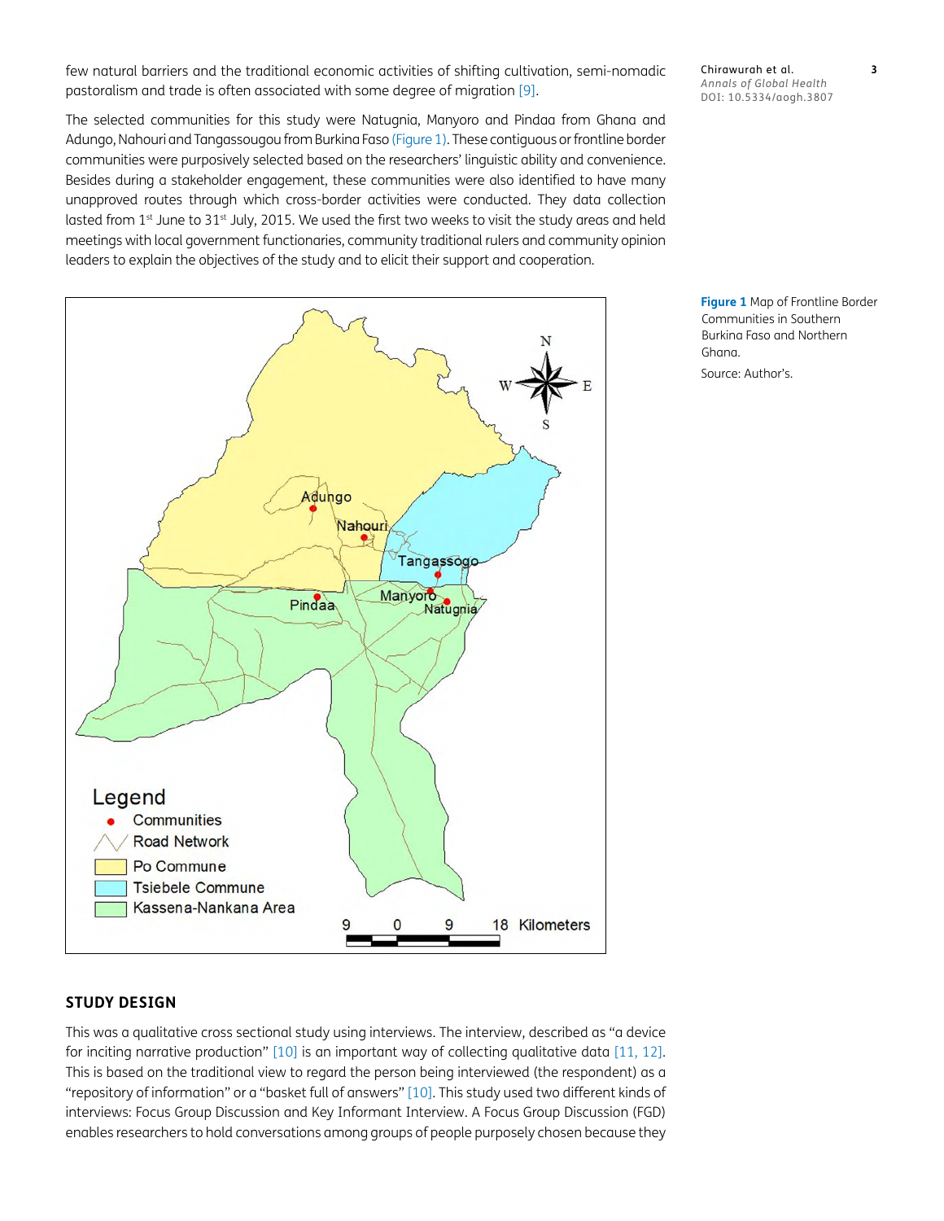few natural barriers and the traditional economic activities of shifting cultivation, semi-nomadic pastoralism and trade is often associated with some degree of migration [9].

The selected communities for this study were Natugnia, Manyoro and Pindaa from Ghana and Adungo, Nahouri and Tangassougou from Burkina Faso (Figure 1). These contiguous or frontline border communities were purposively selected based on the researchers' linguistic ability and convenience. Besides during a stakeholder engagement, these communities were also identified to have many unapproved routes through which cross-border activities were conducted. They data collection lasted from 1st June to 31st July, 2015. We used the first two weeks to visit the study areas and held meetings with local government functionaries, community traditional rulers and community opinion leaders to explain the objectives of the study and to elicit their support and cooperation.

**Figure 1** Map of Frontline Border Communities in Southern Burkina Faso and Northern Ghana.

Source: Author's.

## STUDY DESIGN

This was a qualitative cross sectional study using interviews. The interview, described as "a device for inciting narrative production" [10] is an important way of collecting qualitative data [11, 12]. This is based on the traditional view to regard the person being interviewed (the respondent) as a "repository of information" or a "basket full of answers" [10]. This study used two different kinds of interviews: Focus Group Discussion and Key Informant Interview. A Focus Group Discussion (FGD) enables researchers to hold conversations among groups of people purposely chosen because they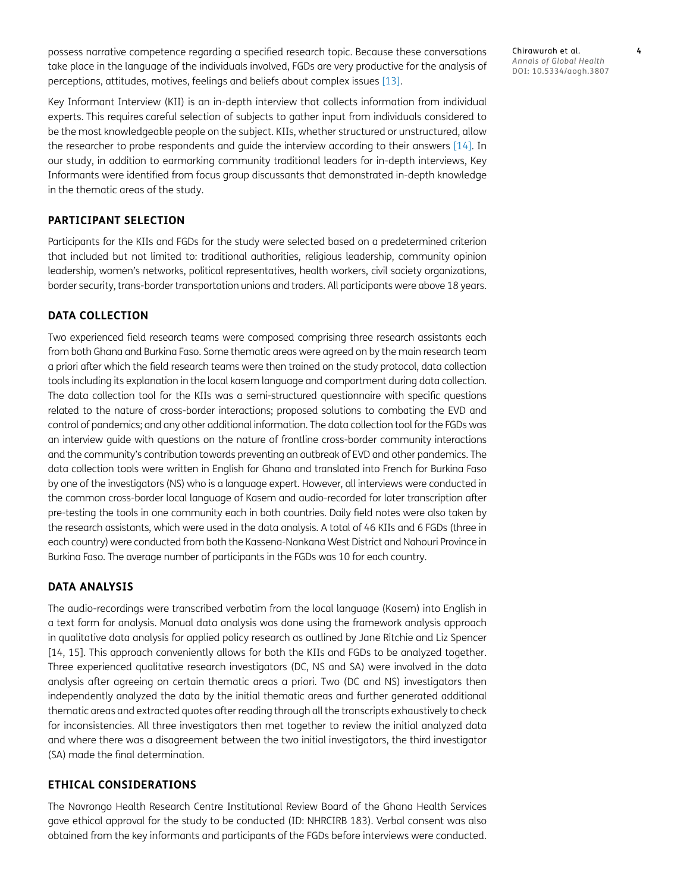possess narrative competence regarding a specified research topic. Because these conversations take place in the language of the individuals involved, FGDs are very productive for the analysis of perceptions, attitudes, motives, feelings and beliefs about complex issues [13].

Key Informant Interview (KII) is an in-depth interview that collects information from individual experts. This requires careful selection of subjects to gather input from individuals considered to be the most knowledgeable people on the subject. KIIs, whether structured or unstructured, allow the researcher to probe respondents and guide the interview according to their answers [14]. In our study, in addition to earmarking community traditional leaders for in-depth interviews, Key Informants were identified from focus group discussants that demonstrated in-depth knowledge in the thematic areas of the study.

## PARTICIPANT SELECTION

Participants for the KIIs and FGDs for the study were selected based on a predetermined criterion that included but not limited to: traditional authorities, religious leadership, community opinion leadership, women's networks, political representatives, health workers, civil society organizations, border security, trans-border transportation unions and traders. All participants were above 18 years.

## DATA COLLECTION

Two experienced field research teams were composed comprising three research assistants each from both Ghana and Burkina Faso. Some thematic areas were agreed on by the main research team a priori after which the field research teams were then trained on the study protocol, data collection tools including its explanation in the local kasem language and comportment during data collection. The data collection tool for the KIIs was a semi-structured questionnaire with specific questions related to the nature of cross-border interactions; proposed solutions to combating the EVD and control of pandemics; and any other additional information. The data collection tool for the FGDs was an interview guide with questions on the nature of frontline cross-border community interactions and the community's contribution towards preventing an outbreak of EVD and other pandemics. The data collection tools were written in English for Ghana and translated into French for Burkina Faso by one of the investigators (NS) who is a language expert. However, all interviews were conducted in the common cross-border local language of Kasem and audio-recorded for later transcription after pre-testing the tools in one community each in both countries. Daily field notes were also taken by the research assistants, which were used in the data analysis. A total of 46 KIIs and 6 FGDs (three in each country) were conducted from both the Kassena-Nankana West District and Nahouri Province in Burkina Faso. The average number of participants in the FGDs was 10 for each country.

## DATA ANALYSIS

The audio-recordings were transcribed verbatim from the local language (Kasem) into English in a text form for analysis. Manual data analysis was done using the framework analysis approach in qualitative data analysis for applied policy research as outlined by Jane Ritchie and Liz Spencer [14, 15]. This approach conveniently allows for both the KIIs and FGDs to be analyzed together. Three experienced qualitative research investigators (DC, NS and SA) were involved in the data analysis after agreeing on certain thematic areas a priori. Two (DC and NS) investigators then independently analyzed the data by the initial thematic areas and further generated additional thematic areas and extracted quotes after reading through all the transcripts exhaustively to check for inconsistencies. All three investigators then met together to review the initial analyzed data and where there was a disagreement between the two initial investigators, the third investigator (SA) made the final determination.

## ETHICAL CONSIDERATIONS

The Navrongo Health Research Centre Institutional Review Board of the Ghana Health Services gave ethical approval for the study to be conducted (ID: NHRCIRB 183). Verbal consent was also obtained from the key informants and participants of the FGDs before interviews were conducted.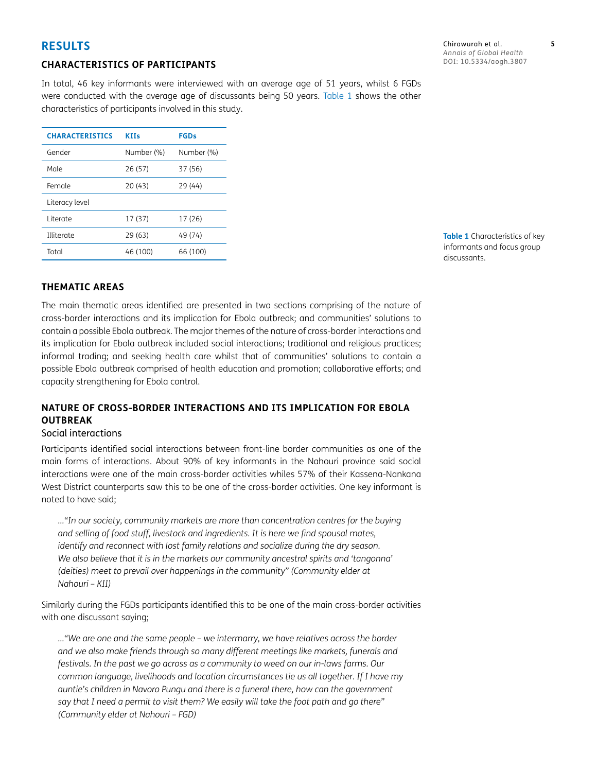## RESULTS

### CHARACTERISTICS OF PARTICIPANTS

In total, 46 key informants were interviewed with an average age of 51 years, whilst 6 FGDs were conducted with the average age of discussants being 50 years. Table 1 shows the other characteristics of participants involved in this study.

| CHARACTERISTICS | KIIs | FGDs |
|---|---|---|
| Gender | Number (%) | Number (%) |
| Male | 26 (57) | 37 (56) |
| Female | 20 (43) | 29 (44) |
| Literacy level | | |
| Literate | 17 (37) | 17 (26) |
| Illiterate | 29 (63) | 49 (74) |
| Total | 46 (100) | 66 (100) |

**Table 1** Characteristics of key informants and focus group discussants.

### THEMATIC AREAS

The main thematic areas identified are presented in two sections comprising of the nature of cross-border interactions and its implication for Ebola outbreak; and communities' solutions to contain a possible Ebola outbreak. The major themes of the nature of cross-border interactions and its implication for Ebola outbreak included social interactions; traditional and religious practices; informal trading; and seeking health care whilst that of communities' solutions to contain a possible Ebola outbreak comprised of health education and promotion; collaborative efforts; and capacity strengthening for Ebola control.

### NATURE OF CROSS-BORDER INTERACTIONS AND ITS IMPLICATION FOR EBOLA OUTBREAK

#### Social interactions

Participants identified social interactions between front-line border communities as one of the main forms of interactions. About 90% of key informants in the Nahouri province said social interactions were one of the main cross-border activities whiles 57% of their Kassena-Nankana West District counterparts saw this to be one of the cross-border activities. One key informant is noted to have said;

> *…"In our society, community markets are more than concentration centres for the buying and selling of food stuff, livestock and ingredients. It is here we find spousal mates, identify and reconnect with lost family relations and socialize during the dry season. We also believe that it is in the markets our community ancestral spirits and 'tangonna' (deities) meet to prevail over happenings in the community" (Community elder at Nahouri – KII)*

Similarly during the FGDs participants identified this to be one of the main cross-border activities with one discussant saying;

> *…"We are one and the same people – we intermarry, we have relatives across the border and we also make friends through so many different meetings like markets, funerals and festivals. In the past we go across as a community to weed on our in-laws farms. Our common language, livelihoods and location circumstances tie us all together. If I have my auntie's children in Navoro Pungu and there is a funeral there, how can the government say that I need a permit to visit them? We easily will take the foot path and go there" (Community elder at Nahouri – FGD)*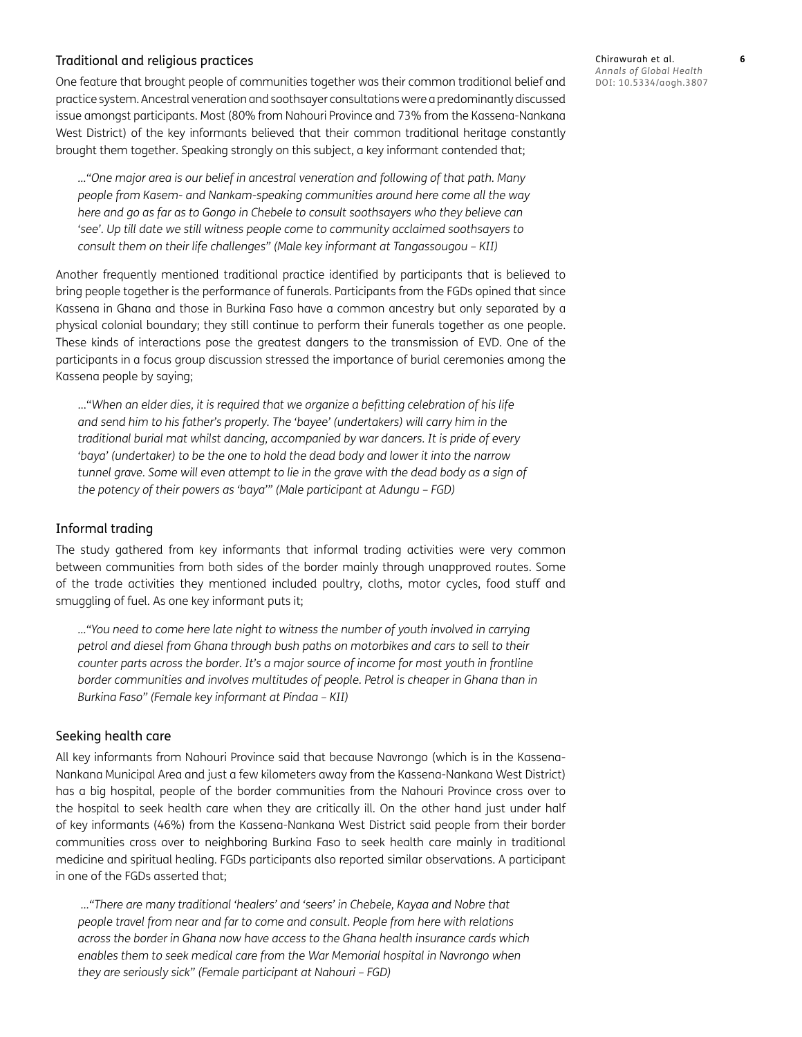### Traditional and religious practices

One feature that brought people of communities together was their common traditional belief and practice system. Ancestral veneration and soothsayer consultations were a predominantly discussed issue amongst participants. Most (80% from Nahouri Province and 73% from the Kassena-Nankana West District) of the key informants believed that their common traditional heritage constantly brought them together. Speaking strongly on this subject, a key informant contended that;

> *…"One major area is our belief in ancestral veneration and following of that path. Many people from Kasem- and Nankam-speaking communities around here come all the way here and go as far as to Gongo in Chebele to consult soothsayers who they believe can 'see'. Up till date we still witness people come to community acclaimed soothsayers to consult them on their life challenges" (Male key informant at Tangassougou – KII)*

Another frequently mentioned traditional practice identified by participants that is believed to bring people together is the performance of funerals. Participants from the FGDs opined that since Kassena in Ghana and those in Burkina Faso have a common ancestry but only separated by a physical colonial boundary; they still continue to perform their funerals together as one people. These kinds of interactions pose the greatest dangers to the transmission of EVD. One of the participants in a focus group discussion stressed the importance of burial ceremonies among the Kassena people by saying;

> *…"When an elder dies, it is required that we organize a befitting celebration of his life and send him to his father's properly. The 'bayee' (undertakers) will carry him in the traditional burial mat whilst dancing, accompanied by war dancers. It is pride of every 'baya' (undertaker) to be the one to hold the dead body and lower it into the narrow tunnel grave. Some will even attempt to lie in the grave with the dead body as a sign of the potency of their powers as 'baya'" (Male participant at Adungu – FGD)*

### Informal trading

The study gathered from key informants that informal trading activities were very common between communities from both sides of the border mainly through unapproved routes. Some of the trade activities they mentioned included poultry, cloths, motor cycles, food stuff and smuggling of fuel. As one key informant puts it;

> *…"You need to come here late night to witness the number of youth involved in carrying petrol and diesel from Ghana through bush paths on motorbikes and cars to sell to their counter parts across the border. It's a major source of income for most youth in frontline border communities and involves multitudes of people. Petrol is cheaper in Ghana than in Burkina Faso" (Female key informant at Pindaa – KII)*

### Seeking health care

All key informants from Nahouri Province said that because Navrongo (which is in the Kassena-Nankana Municipal Area and just a few kilometers away from the Kassena-Nankana West District) has a big hospital, people of the border communities from the Nahouri Province cross over to the hospital to seek health care when they are critically ill. On the other hand just under half of key informants (46%) from the Kassena-Nankana West District said people from their border communities cross over to neighboring Burkina Faso to seek health care mainly in traditional medicine and spiritual healing. FGDs participants also reported similar observations. A participant in one of the FGDs asserted that;

> *…"There are many traditional 'healers' and 'seers' in Chebele, Kayaa and Nobre that people travel from near and far to come and consult. People from here with relations across the border in Ghana now have access to the Ghana health insurance cards which enables them to seek medical care from the War Memorial hospital in Navrongo when they are seriously sick" (Female participant at Nahouri – FGD)*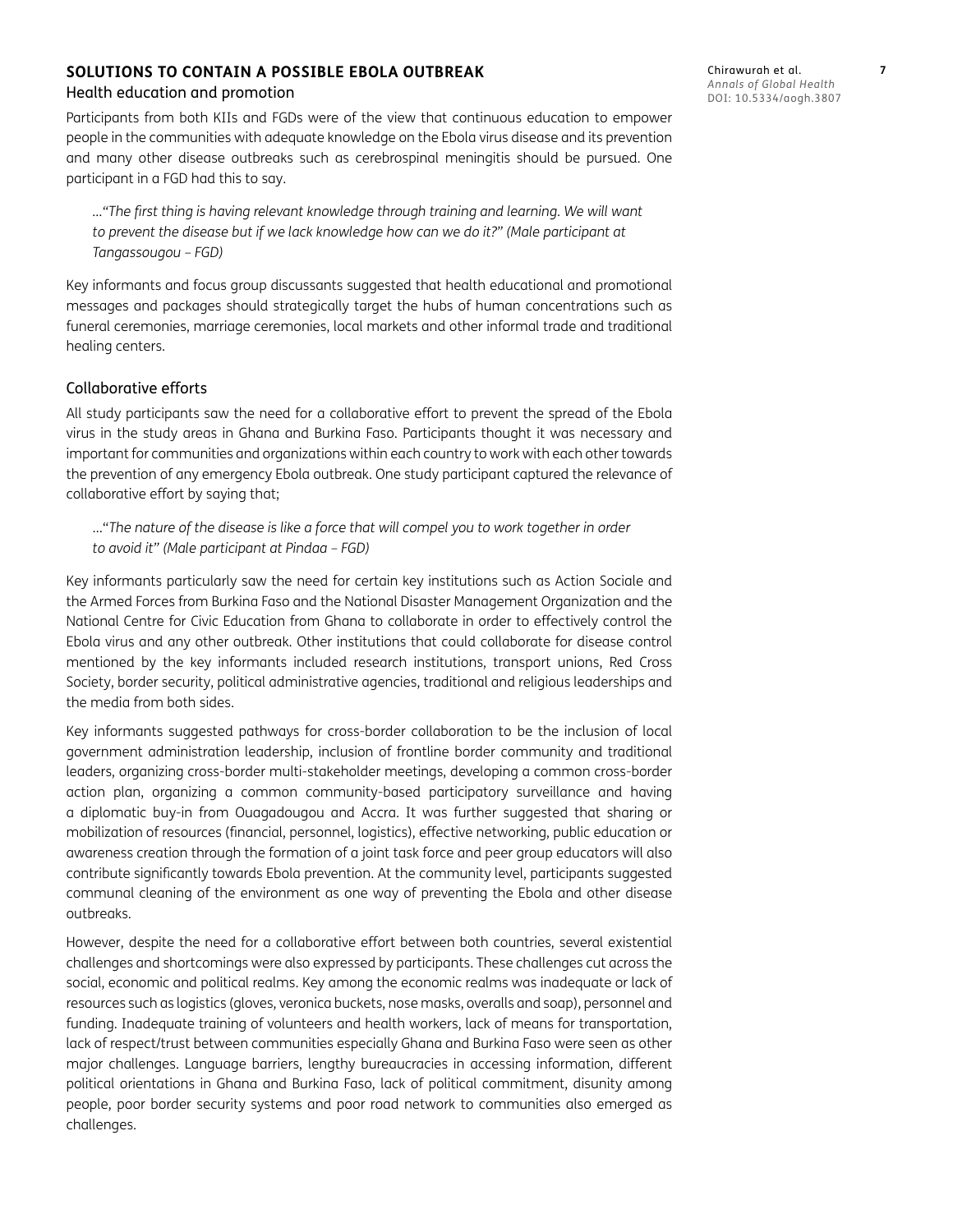## SOLUTIONS TO CONTAIN A POSSIBLE EBOLA OUTBREAK

### Health education and promotion

Participants from both KIIs and FGDs were of the view that continuous education to empower people in the communities with adequate knowledge on the Ebola virus disease and its prevention and many other disease outbreaks such as cerebrospinal meningitis should be pursued. One participant in a FGD had this to say.

> *…"The first thing is having relevant knowledge through training and learning. We will want to prevent the disease but if we lack knowledge how can we do it?" (Male participant at Tangassougou – FGD)*

Key informants and focus group discussants suggested that health educational and promotional messages and packages should strategically target the hubs of human concentrations such as funeral ceremonies, marriage ceremonies, local markets and other informal trade and traditional healing centers.

### Collaborative efforts

All study participants saw the need for a collaborative effort to prevent the spread of the Ebola virus in the study areas in Ghana and Burkina Faso. Participants thought it was necessary and important for communities and organizations within each country to work with each other towards the prevention of any emergency Ebola outbreak. One study participant captured the relevance of collaborative effort by saying that;

> …"*The nature of the disease is like a force that will compel you to work together in order to avoid it" (Male participant at Pindaa – FGD)*

Key informants particularly saw the need for certain key institutions such as Action Sociale and the Armed Forces from Burkina Faso and the National Disaster Management Organization and the National Centre for Civic Education from Ghana to collaborate in order to effectively control the Ebola virus and any other outbreak. Other institutions that could collaborate for disease control mentioned by the key informants included research institutions, transport unions, Red Cross Society, border security, political administrative agencies, traditional and religious leaderships and the media from both sides.

Key informants suggested pathways for cross-border collaboration to be the inclusion of local government administration leadership, inclusion of frontline border community and traditional leaders, organizing cross-border multi-stakeholder meetings, developing a common cross-border action plan, organizing a common community-based participatory surveillance and having a diplomatic buy-in from Ouagadougou and Accra. It was further suggested that sharing or mobilization of resources (financial, personnel, logistics), effective networking, public education or awareness creation through the formation of a joint task force and peer group educators will also contribute significantly towards Ebola prevention. At the community level, participants suggested communal cleaning of the environment as one way of preventing the Ebola and other disease outbreaks.

However, despite the need for a collaborative effort between both countries, several existential challenges and shortcomings were also expressed by participants. These challenges cut across the social, economic and political realms. Key among the economic realms was inadequate or lack of resources such as logistics (gloves, veronica buckets, nose masks, overalls and soap), personnel and funding. Inadequate training of volunteers and health workers, lack of means for transportation, lack of respect/trust between communities especially Ghana and Burkina Faso were seen as other major challenges. Language barriers, lengthy bureaucracies in accessing information, different political orientations in Ghana and Burkina Faso, lack of political commitment, disunity among people, poor border security systems and poor road network to communities also emerged as challenges.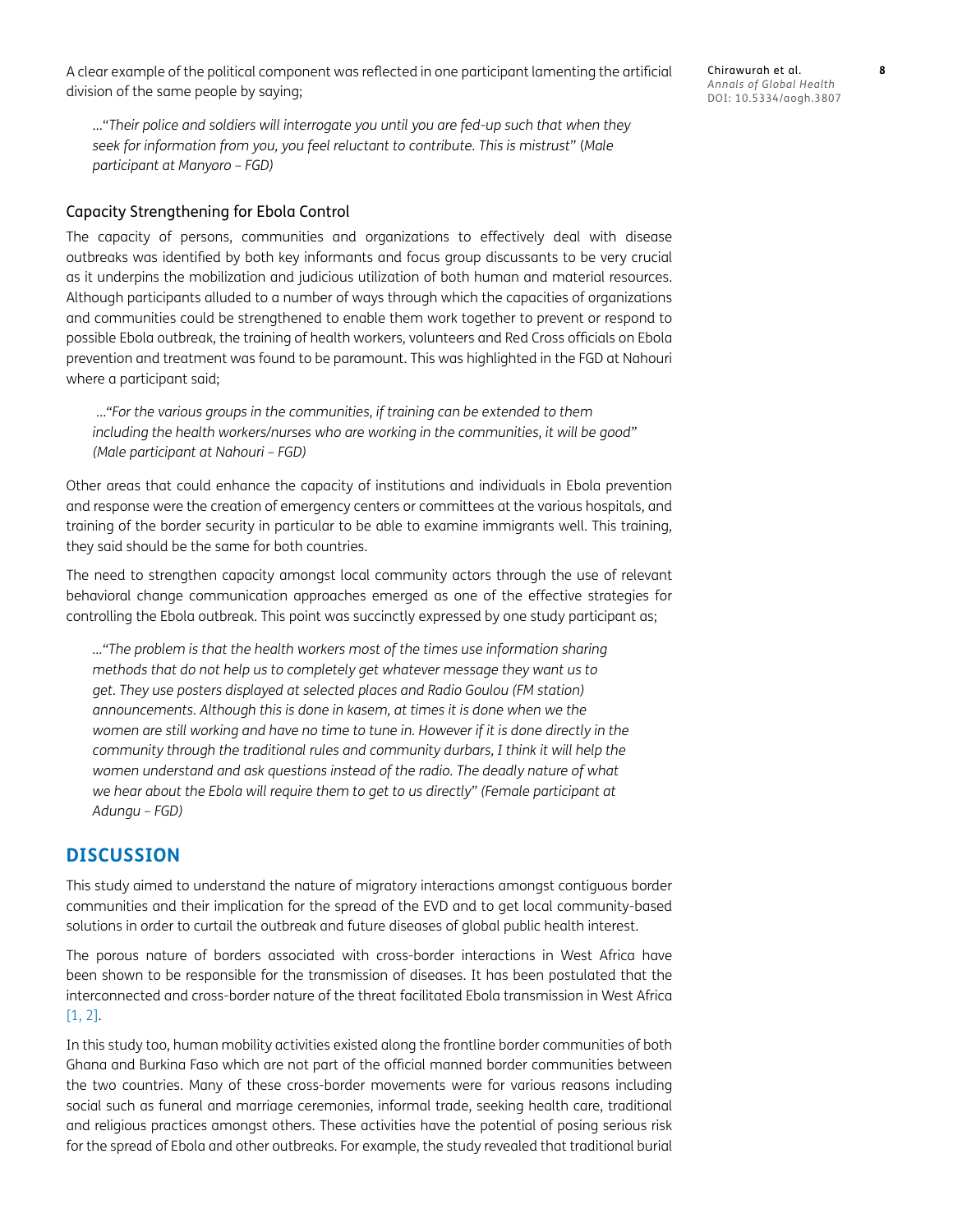A clear example of the political component was reflected in one participant lamenting the artificial division of the same people by saying;

> …"*Their police and soldiers will interrogate you until you are fed-up such that when they seek for information from you, you feel reluctant to contribute. This is mistrust*" (*Male participant at Manyoro – FGD)*

### Capacity Strengthening for Ebola Control

The capacity of persons, communities and organizations to effectively deal with disease outbreaks was identified by both key informants and focus group discussants to be very crucial as it underpins the mobilization and judicious utilization of both human and material resources. Although participants alluded to a number of ways through which the capacities of organizations and communities could be strengthened to enable them work together to prevent or respond to possible Ebola outbreak, the training of health workers, volunteers and Red Cross officials on Ebola prevention and treatment was found to be paramount. This was highlighted in the FGD at Nahouri where a participant said;

> *…"For the various groups in the communities, if training can be extended to them including the health workers/nurses who are working in the communities, it will be good" (Male participant at Nahouri – FGD)*

Other areas that could enhance the capacity of institutions and individuals in Ebola prevention and response were the creation of emergency centers or committees at the various hospitals, and training of the border security in particular to be able to examine immigrants well. This training, they said should be the same for both countries.

The need to strengthen capacity amongst local community actors through the use of relevant behavioral change communication approaches emerged as one of the effective strategies for controlling the Ebola outbreak. This point was succinctly expressed by one study participant as;

> *…"The problem is that the health workers most of the times use information sharing methods that do not help us to completely get whatever message they want us to get. They use posters displayed at selected places and Radio Goulou (FM station) announcements. Although this is done in kasem, at times it is done when we the women are still working and have no time to tune in. However if it is done directly in the community through the traditional rules and community durbars, I think it will help the women understand and ask questions instead of the radio. The deadly nature of what we hear about the Ebola will require them to get to us directly" (Female participant at Adungu – FGD)*

## DISCUSSION

This study aimed to understand the nature of migratory interactions amongst contiguous border communities and their implication for the spread of the EVD and to get local community-based solutions in order to curtail the outbreak and future diseases of global public health interest.

The porous nature of borders associated with cross-border interactions in West Africa have been shown to be responsible for the transmission of diseases. It has been postulated that the interconnected and cross-border nature of the threat facilitated Ebola transmission in West Africa [1, 2].

In this study too, human mobility activities existed along the frontline border communities of both Ghana and Burkina Faso which are not part of the official manned border communities between the two countries. Many of these cross-border movements were for various reasons including social such as funeral and marriage ceremonies, informal trade, seeking health care, traditional and religious practices amongst others. These activities have the potential of posing serious risk for the spread of Ebola and other outbreaks. For example, the study revealed that traditional burial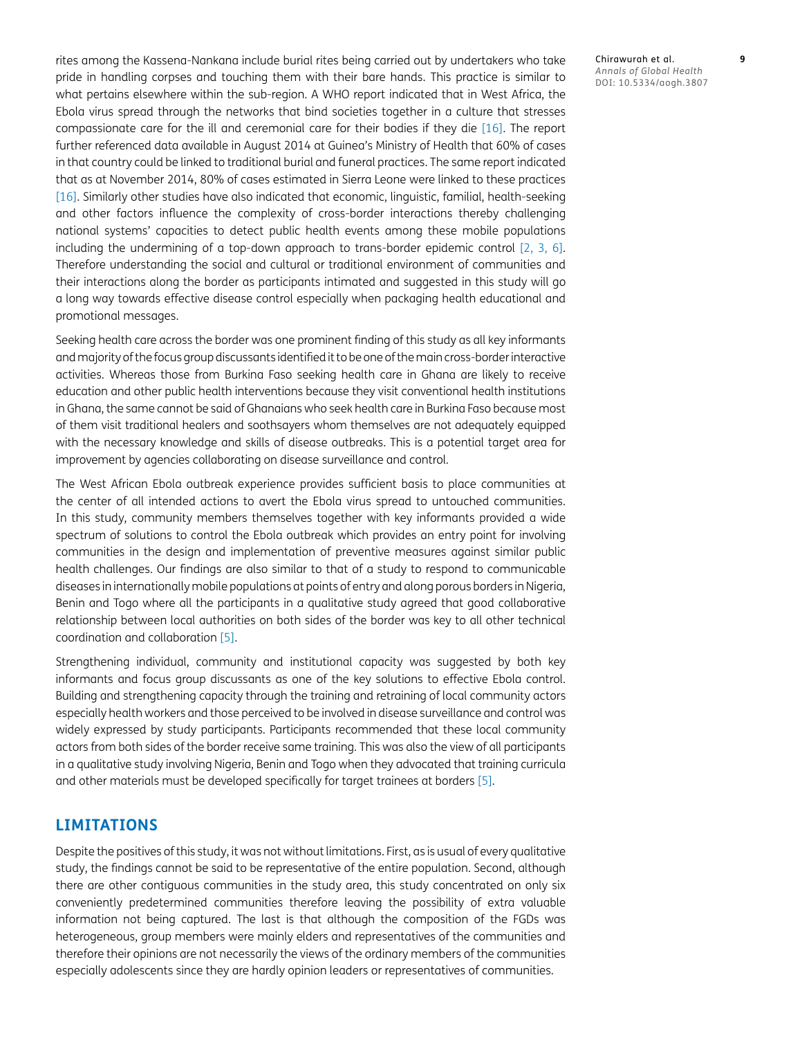rites among the Kassena-Nankana include burial rites being carried out by undertakers who take pride in handling corpses and touching them with their bare hands. This practice is similar to what pertains elsewhere within the sub-region. A WHO report indicated that in West Africa, the Ebola virus spread through the networks that bind societies together in a culture that stresses compassionate care for the ill and ceremonial care for their bodies if they die [16]. The report further referenced data available in August 2014 at Guinea's Ministry of Health that 60% of cases in that country could be linked to traditional burial and funeral practices. The same report indicated that as at November 2014, 80% of cases estimated in Sierra Leone were linked to these practices [16]. Similarly other studies have also indicated that economic, linguistic, familial, health-seeking and other factors influence the complexity of cross-border interactions thereby challenging national systems' capacities to detect public health events among these mobile populations including the undermining of a top-down approach to trans-border epidemic control [2, 3, 6]. Therefore understanding the social and cultural or traditional environment of communities and their interactions along the border as participants intimated and suggested in this study will go a long way towards effective disease control especially when packaging health educational and promotional messages.

Seeking health care across the border was one prominent finding of this study as all key informants and majority of the focus group discussants identified it to be one of the main cross-border interactive activities. Whereas those from Burkina Faso seeking health care in Ghana are likely to receive education and other public health interventions because they visit conventional health institutions in Ghana, the same cannot be said of Ghanaians who seek health care in Burkina Faso because most of them visit traditional healers and soothsayers whom themselves are not adequately equipped with the necessary knowledge and skills of disease outbreaks. This is a potential target area for improvement by agencies collaborating on disease surveillance and control.

The West African Ebola outbreak experience provides sufficient basis to place communities at the center of all intended actions to avert the Ebola virus spread to untouched communities. In this study, community members themselves together with key informants provided a wide spectrum of solutions to control the Ebola outbreak which provides an entry point for involving communities in the design and implementation of preventive measures against similar public health challenges. Our findings are also similar to that of a study to respond to communicable diseases in internationally mobile populations at points of entry and along porous borders in Nigeria, Benin and Togo where all the participants in a qualitative study agreed that good collaborative relationship between local authorities on both sides of the border was key to all other technical coordination and collaboration [5].

Strengthening individual, community and institutional capacity was suggested by both key informants and focus group discussants as one of the key solutions to effective Ebola control. Building and strengthening capacity through the training and retraining of local community actors especially health workers and those perceived to be involved in disease surveillance and control was widely expressed by study participants. Participants recommended that these local community actors from both sides of the border receive same training. This was also the view of all participants in a qualitative study involving Nigeria, Benin and Togo when they advocated that training curricula and other materials must be developed specifically for target trainees at borders [5].

## LIMITATIONS

Despite the positives of this study, it was not without limitations. First, as is usual of every qualitative study, the findings cannot be said to be representative of the entire population. Second, although there are other contiguous communities in the study area, this study concentrated on only six conveniently predetermined communities therefore leaving the possibility of extra valuable information not being captured. The last is that although the composition of the FGDs was heterogeneous, group members were mainly elders and representatives of the communities and therefore their opinions are not necessarily the views of the ordinary members of the communities especially adolescents since they are hardly opinion leaders or representatives of communities.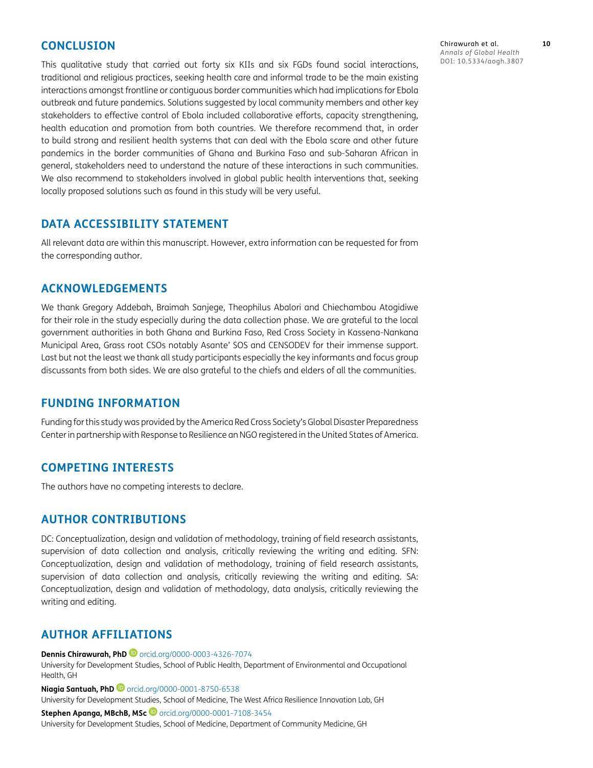## CONCLUSION

This qualitative study that carried out forty six KIIs and six FGDs found social interactions, traditional and religious practices, seeking health care and informal trade to be the main existing interactions amongst frontline or contiguous border communities which had implications for Ebola outbreak and future pandemics. Solutions suggested by local community members and other key stakeholders to effective control of Ebola included collaborative efforts, capacity strengthening, health education and promotion from both countries. We therefore recommend that, in order to build strong and resilient health systems that can deal with the Ebola scare and other future pandemics in the border communities of Ghana and Burkina Faso and sub-Saharan African in general, stakeholders need to understand the nature of these interactions in such communities. We also recommend to stakeholders involved in global public health interventions that, seeking locally proposed solutions such as found in this study will be very useful.

## DATA ACCESSIBILITY STATEMENT

All relevant data are within this manuscript. However, extra information can be requested for from the corresponding author.

## ACKNOWLEDGEMENTS

We thank Gregory Addebah, Braimah Sanjege, Theophilus Abalori and Chiechambou Atogidiwe for their role in the study especially during the data collection phase. We are grateful to the local government authorities in both Ghana and Burkina Faso, Red Cross Society in Kassena-Nankana Municipal Area, Grass root CSOs notably Asante' SOS and CENSODEV for their immense support. Last but not the least we thank all study participants especially the key informants and focus group discussants from both sides. We are also grateful to the chiefs and elders of all the communities.

## FUNDING INFORMATION

Funding for this study was provided by the America Red Cross Society's Global Disaster Preparedness Center in partnership with Response to Resilience an NGO registered in the United States of America.

## COMPETING INTERESTS

The authors have no competing interests to declare.

## AUTHOR CONTRIBUTIONS

DC: Conceptualization, design and validation of methodology, training of field research assistants, supervision of data collection and analysis, critically reviewing the writing and editing. SFN: Conceptualization, design and validation of methodology, training of field research assistants, supervision of data collection and analysis, critically reviewing the writing and editing. SA: Conceptualization, design and validation of methodology, data analysis, critically reviewing the writing and editing.

## AUTHOR AFFILIATIONS

**Dennis Chirawurah, PhD** orcid.org/0000-0003-4326-7074
University for Development Studies, School of Public Health, Department of Environmental and Occupational Health, GH

**Niagia Santuah, PhD** orcid.org/0000-0001-8750-6538
University for Development Studies, School of Medicine, The West Africa Resilience Innovation Lab, GH

**Stephen Apanga, MBChB, MSc** orcid.org/0000-0001-7108-3454
University for Development Studies, School of Medicine, Department of Community Medicine, GH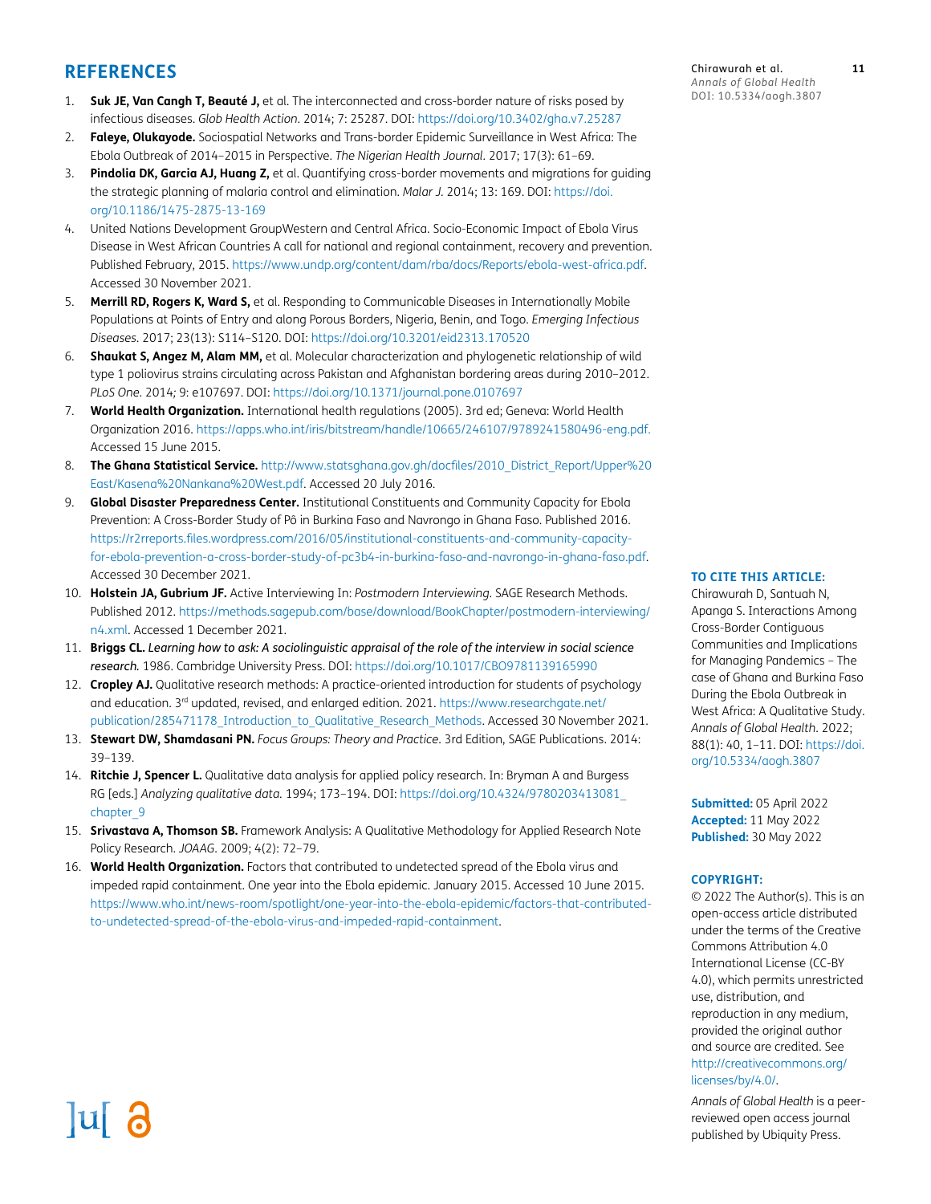## REFERENCES

1. **Suk JE, Van Cangh T, Beauté J,** et al. The interconnected and cross-border nature of risks posed by infectious diseases. *Glob Health Action*. 2014; 7: 25287. DOI: https://doi.org/10.3402/gha.v7.25287
2. **Faleye, Olukayode.** Sociospatial Networks and Trans-border Epidemic Surveillance in West Africa: The Ebola Outbreak of 2014–2015 in Perspective. *The Nigerian Health Journal*. 2017; 17(3): 61–69.
3. **Pindolia DK, Garcia AJ, Huang Z,** et al. Quantifying cross-border movements and migrations for guiding the strategic planning of malaria control and elimination. *Malar J*. 2014; 13: 169. DOI: https://doi.org/10.1186/1475-2875-13-169
4. United Nations Development GroupWestern and Central Africa. Socio-Economic Impact of Ebola Virus Disease in West African Countries A call for national and regional containment, recovery and prevention. Published February, 2015. https://www.undp.org/content/dam/rba/docs/Reports/ebola-west-africa.pdf. Accessed 30 November 2021.
5. **Merrill RD, Rogers K, Ward S,** et al. Responding to Communicable Diseases in Internationally Mobile Populations at Points of Entry and along Porous Borders, Nigeria, Benin, and Togo. *Emerging Infectious Diseases*. 2017; 23(13): S114–S120. DOI: https://doi.org/10.3201/eid2313.170520
6. **Shaukat S, Angez M, Alam MM,** et al. Molecular characterization and phylogenetic relationship of wild type 1 poliovirus strains circulating across Pakistan and Afghanistan bordering areas during 2010–2012. *PLoS One*. 2014; 9: e107697. DOI: https://doi.org/10.1371/journal.pone.0107697
7. **World Health Organization.** International health regulations (2005). 3rd ed; Geneva: World Health Organization 2016. https://apps.who.int/iris/bitstream/handle/10665/246107/9789241580496-eng.pdf. Accessed 15 June 2015.
8. **The Ghana Statistical Service.** http://www.statsghana.gov.gh/docfiles/2010_District_Report/Upper%20East/Kasena%20Nankana%20West.pdf. Accessed 20 July 2016.
9. **Global Disaster Preparedness Center.** Institutional Constituents and Community Capacity for Ebola Prevention: A Cross-Border Study of Pô in Burkina Faso and Navrongo in Ghana Faso. Published 2016. https://r2rreports.files.wordpress.com/2016/05/institutional-constituents-and-community-capacity-for-ebola-prevention-a-cross-border-study-of-pc3b4-in-burkina-faso-and-navrongo-in-ghana-faso.pdf. Accessed 30 December 2021.
10. **Holstein JA, Gubrium JF.** Active Interviewing In: *Postmodern Interviewing.* SAGE Research Methods. Published 2012. https://methods.sagepub.com/base/download/BookChapter/postmodern-interviewing/n4.xml. Accessed 1 December 2021.
11. **Briggs CL.** *Learning how to ask: A sociolinguistic appraisal of the role of the interview in social science research.* 1986. Cambridge University Press. DOI: https://doi.org/10.1017/CBO9781139165990
12. **Cropley AJ.** Qualitative research methods: A practice-oriented introduction for students of psychology and education. 3rd updated, revised, and enlarged edition. 2021. https://www.researchgate.net/publication/285471178_Introduction_to_Qualitative_Research_Methods. Accessed 30 November 2021.
13. **Stewart DW, Shamdasani PN.** *Focus Groups: Theory and Practice.* 3rd Edition, SAGE Publications. 2014: 39–139.
14. **Ritchie J, Spencer L.** Qualitative data analysis for applied policy research. In: Bryman A and Burgess RG [eds.] *Analyzing qualitative data.* 1994; 173–194. DOI: https://doi.org/10.4324/9780203413081_chapter_9
15. **Srivastava A, Thomson SB.** Framework Analysis: A Qualitative Methodology for Applied Research Note Policy Research. *JOAAG*. 2009; 4(2): 72–79.
16. **World Health Organization.** Factors that contributed to undetected spread of the Ebola virus and impeded rapid containment. One year into the Ebola epidemic. January 2015. Accessed 10 June 2015. https://www.who.int/news-room/spotlight/one-year-into-the-ebola-epidemic/factors-that-contributed-to-undetected-spread-of-the-ebola-virus-and-impeded-rapid-containment.

**TO CITE THIS ARTICLE:**

Chirawurah D, Santuah N, Apanga S. Interactions Among Cross-Border Contiguous Communities and Implications for Managing Pandemics – The case of Ghana and Burkina Faso During the Ebola Outbreak in West Africa: A Qualitative Study. *Annals of Global Health*. 2022; 88(1): 40, 1–11. DOI: https://doi.org/10.5334/aogh.3807

**Submitted:** 05 April 2022
**Accepted:** 11 May 2022
**Published:** 30 May 2022

**COPYRIGHT:**

© 2022 The Author(s). This is an open-access article distributed under the terms of the Creative Commons Attribution 4.0 International License (CC-BY 4.0), which permits unrestricted use, distribution, and reproduction in any medium, provided the original author and source are credited. See http://creativecommons.org/licenses/by/4.0/.

*Annals of Global Health* is a peer-reviewed open access journal published by Ubiquity Press.